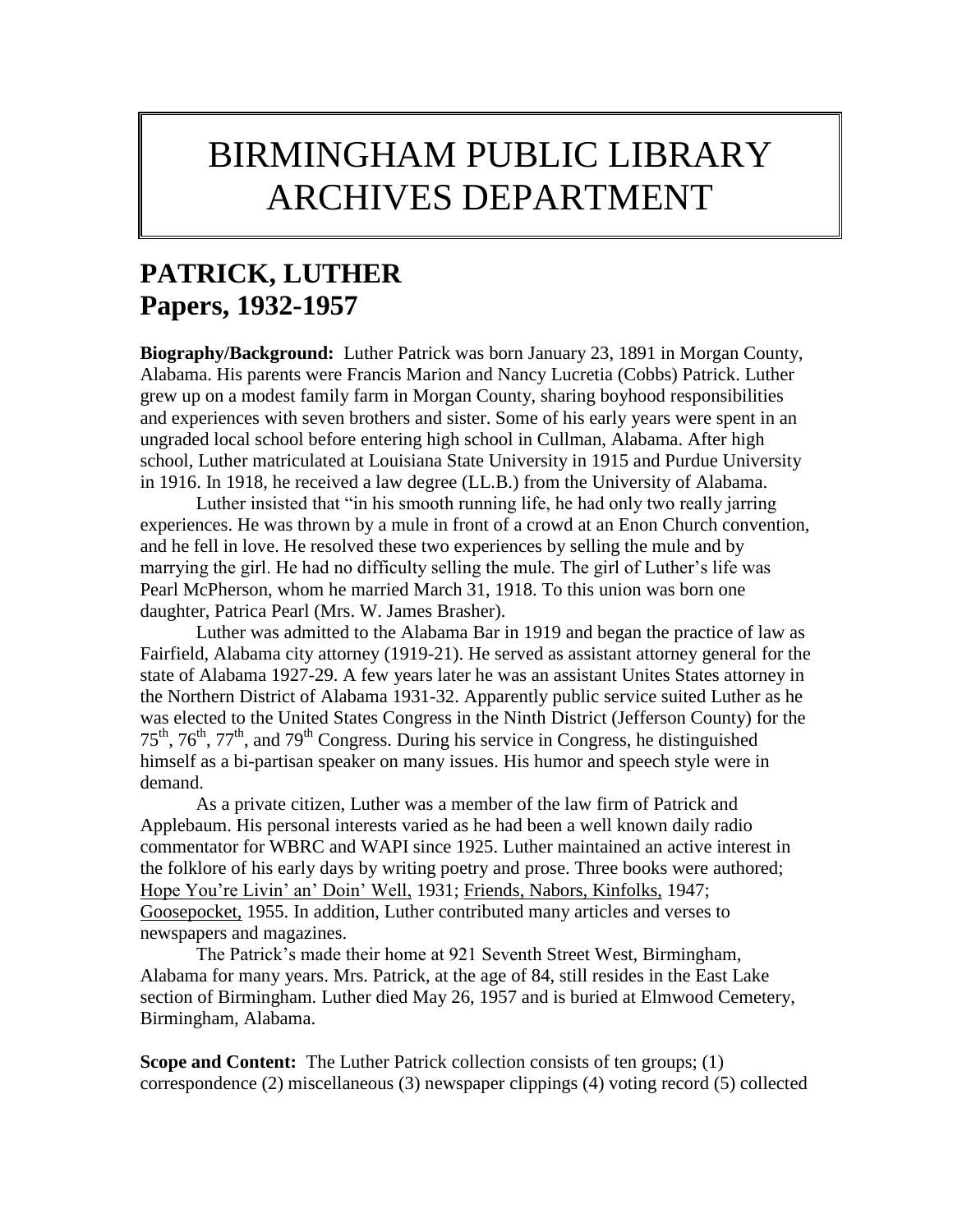# BIRMINGHAM PUBLIC LIBRARY ARCHIVES DEPARTMENT

## PATRICK, LUTHER
## Papers, 1932-1957

**Biography/Background:** Luther Patrick was born January 23, 1891 in Morgan County, Alabama. His parents were Francis Marion and Nancy Lucretia (Cobbs) Patrick. Luther grew up on a modest family farm in Morgan County, sharing boyhood responsibilities and experiences with seven brothers and sister. Some of his early years were spent in an ungraded local school before entering high school in Cullman, Alabama. After high school, Luther matriculated at Louisiana State University in 1915 and Purdue University in 1916. In 1918, he received a law degree (LL.B.) from the University of Alabama.

Luther insisted that "in his smooth running life, he had only two really jarring experiences. He was thrown by a mule in front of a crowd at an Enon Church convention, and he fell in love. He resolved these two experiences by selling the mule and by marrying the girl. He had no difficulty selling the mule. The girl of Luther's life was Pearl McPherson, whom he married March 31, 1918. To this union was born one daughter, Patrica Pearl (Mrs. W. James Brasher).

Luther was admitted to the Alabama Bar in 1919 and began the practice of law as Fairfield, Alabama city attorney (1919-21). He served as assistant attorney general for the state of Alabama 1927-29. A few years later he was an assistant Unites States attorney in the Northern District of Alabama 1931-32. Apparently public service suited Luther as he was elected to the United States Congress in the Ninth District (Jefferson County) for the 75th, 76th, 77th, and 79th Congress. During his service in Congress, he distinguished himself as a bi-partisan speaker on many issues. His humor and speech style were in demand.

As a private citizen, Luther was a member of the law firm of Patrick and Applebaum. His personal interests varied as he had been a well known daily radio commentator for WBRC and WAPI since 1925. Luther maintained an active interest in the folklore of his early days by writing poetry and prose. Three books were authored; Hope You're Livin' an' Doin' Well, 1931; Friends, Nabors, Kinfolks, 1947; Goosepocket, 1955. In addition, Luther contributed many articles and verses to newspapers and magazines.

The Patrick's made their home at 921 Seventh Street West, Birmingham, Alabama for many years. Mrs. Patrick, at the age of 84, still resides in the East Lake section of Birmingham. Luther died May 26, 1957 and is buried at Elmwood Cemetery, Birmingham, Alabama.

**Scope and Content:** The Luther Patrick collection consists of ten groups; (1) correspondence (2) miscellaneous (3) newspaper clippings (4) voting record (5) collected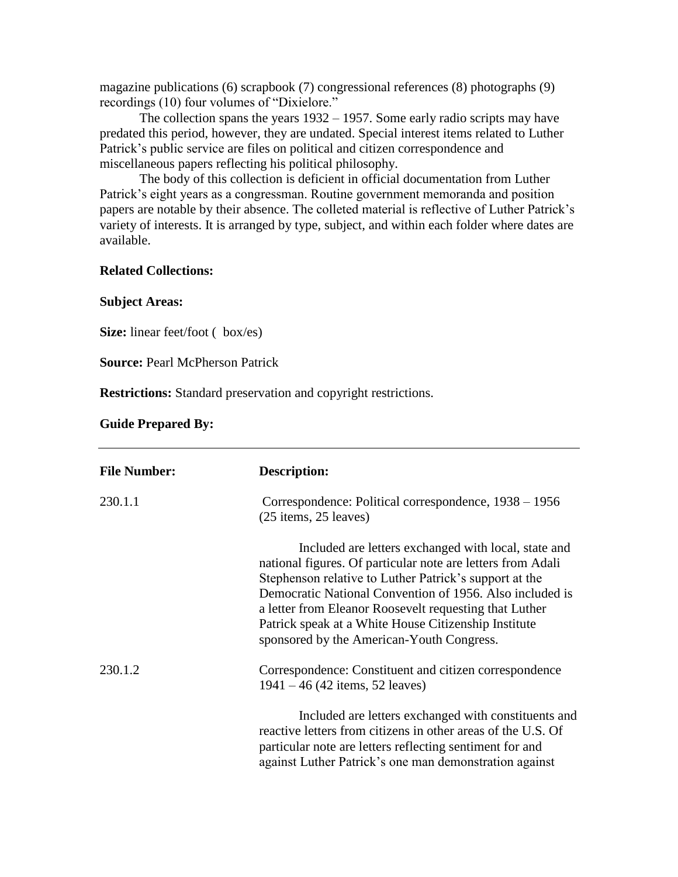magazine publications (6) scrapbook (7) congressional references (8) photographs (9) recordings (10) four volumes of "Dixielore."

The collection spans the years 1932 – 1957. Some early radio scripts may have predated this period, however, they are undated. Special interest items related to Luther Patrick's public service are files on political and citizen correspondence and miscellaneous papers reflecting his political philosophy.

The body of this collection is deficient in official documentation from Luther Patrick's eight years as a congressman. Routine government memoranda and position papers are notable by their absence. The colleted material is reflective of Luther Patrick's variety of interests. It is arranged by type, subject, and within each folder where dates are available.

**Related Collections:**

**Subject Areas:**

**Size:** linear feet/foot (  box/es)

**Source:** Pearl McPherson Patrick

**Restrictions:** Standard preservation and copyright restrictions.

**Guide Prepared By:**

---

| **File Number:** | **Description:** |
|---|---|
| 230.1.1 | Correspondence: Political correspondence, 1938 – 1956 (25 items, 25 leaves)<br><br>Included are letters exchanged with local, state and national figures. Of particular note are letters from Adali Stephenson relative to Luther Patrick's support at the Democratic National Convention of 1956. Also included is a letter from Eleanor Roosevelt requesting that Luther Patrick speak at a White House Citizenship Institute sponsored by the American-Youth Congress. |
| 230.1.2 | Correspondence: Constituent and citizen correspondence 1941 – 46 (42 items, 52 leaves)<br><br>Included are letters exchanged with constituents and reactive letters from citizens in other areas of the U.S. Of particular note are letters reflecting sentiment for and against Luther Patrick's one man demonstration against |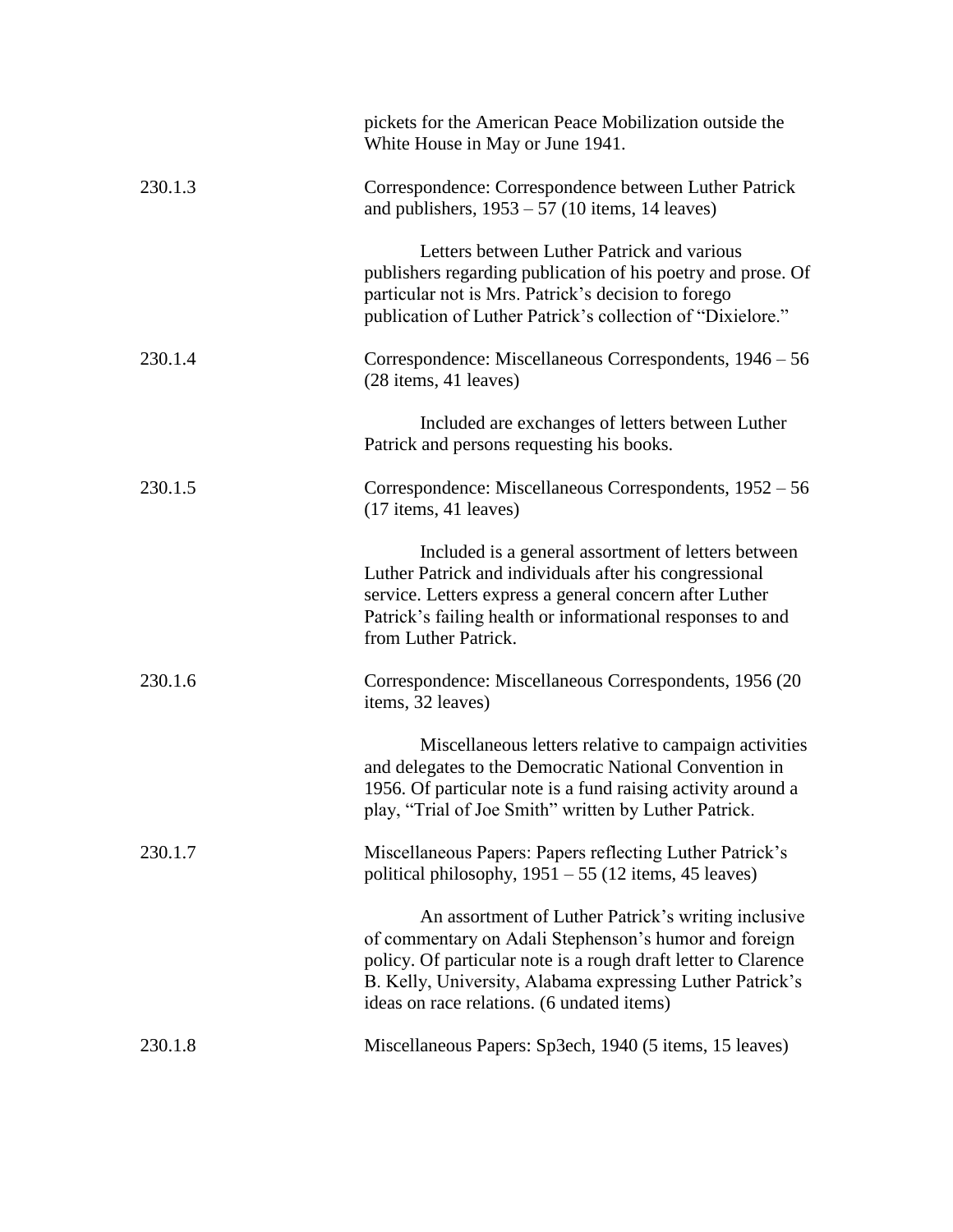pickets for the American Peace Mobilization outside the White House in May or June 1941.

230.1.3 Correspondence: Correspondence between Luther Patrick and publishers, 1953 – 57 (10 items, 14 leaves)

Letters between Luther Patrick and various publishers regarding publication of his poetry and prose. Of particular not is Mrs. Patrick's decision to forego publication of Luther Patrick's collection of "Dixielore."

230.1.4 Correspondence: Miscellaneous Correspondents, 1946 – 56 (28 items, 41 leaves)

Included are exchanges of letters between Luther Patrick and persons requesting his books.

230.1.5 Correspondence: Miscellaneous Correspondents, 1952 – 56 (17 items, 41 leaves)

Included is a general assortment of letters between Luther Patrick and individuals after his congressional service. Letters express a general concern after Luther Patrick's failing health or informational responses to and from Luther Patrick.

230.1.6 Correspondence: Miscellaneous Correspondents, 1956 (20 items, 32 leaves)

Miscellaneous letters relative to campaign activities and delegates to the Democratic National Convention in 1956. Of particular note is a fund raising activity around a play, "Trial of Joe Smith" written by Luther Patrick.

230.1.7 Miscellaneous Papers: Papers reflecting Luther Patrick's political philosophy, 1951 – 55 (12 items, 45 leaves)

An assortment of Luther Patrick's writing inclusive of commentary on Adali Stephenson's humor and foreign policy. Of particular note is a rough draft letter to Clarence B. Kelly, University, Alabama expressing Luther Patrick's ideas on race relations. (6 undated items)

230.1.8 Miscellaneous Papers: Sp3ech, 1940 (5 items, 15 leaves)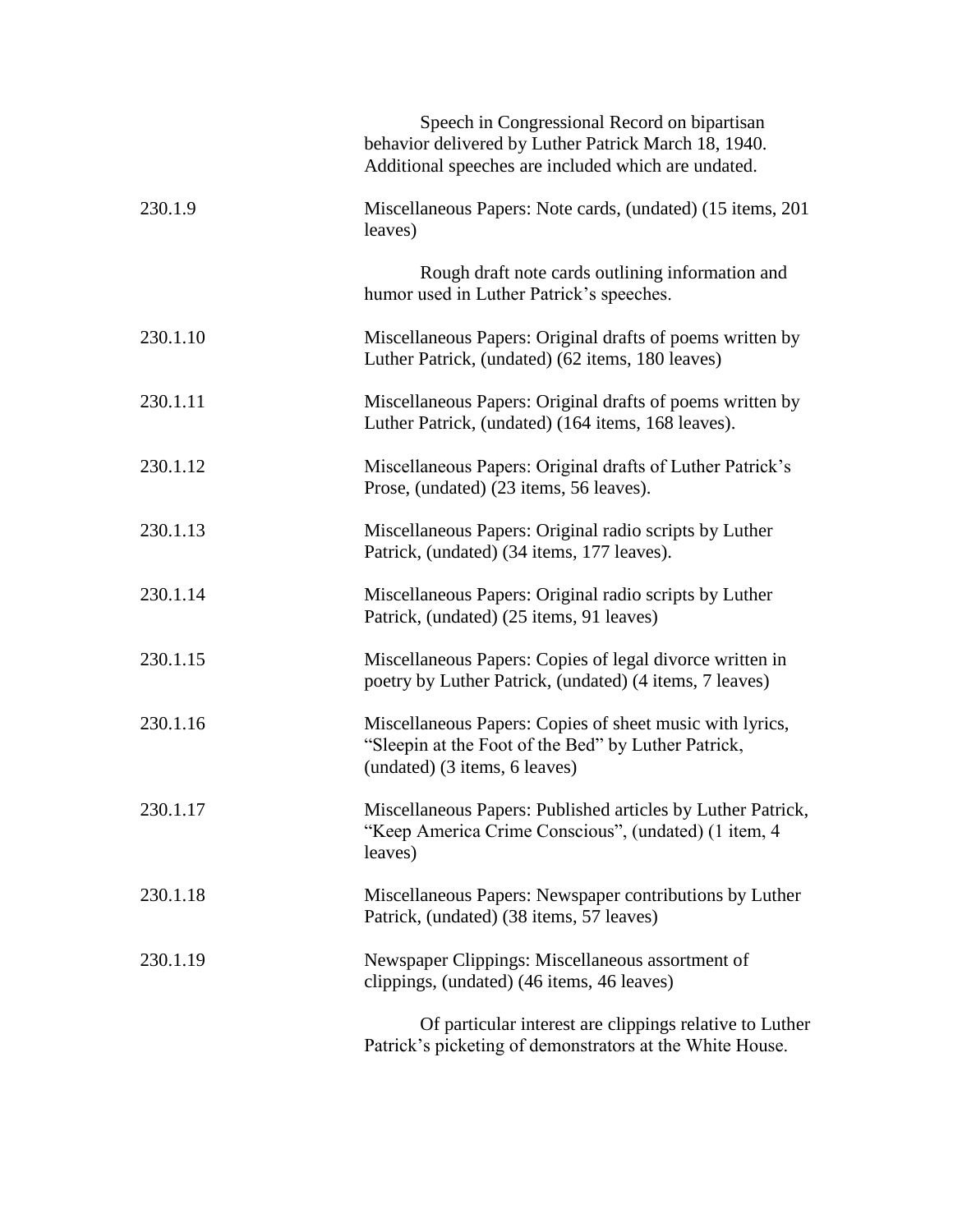Speech in Congressional Record on bipartisan behavior delivered by Luther Patrick March 18, 1940. Additional speeches are included which are undated.

230.1.9 Miscellaneous Papers: Note cards, (undated) (15 items, 201 leaves)

Rough draft note cards outlining information and humor used in Luther Patrick's speeches.

230.1.10 Miscellaneous Papers: Original drafts of poems written by Luther Patrick, (undated) (62 items, 180 leaves)

230.1.11 Miscellaneous Papers: Original drafts of poems written by Luther Patrick, (undated) (164 items, 168 leaves).

230.1.12 Miscellaneous Papers: Original drafts of Luther Patrick's Prose, (undated) (23 items, 56 leaves).

230.1.13 Miscellaneous Papers: Original radio scripts by Luther Patrick, (undated) (34 items, 177 leaves).

230.1.14 Miscellaneous Papers: Original radio scripts by Luther Patrick, (undated) (25 items, 91 leaves)

230.1.15 Miscellaneous Papers: Copies of legal divorce written in poetry by Luther Patrick, (undated) (4 items, 7 leaves)

230.1.16 Miscellaneous Papers: Copies of sheet music with lyrics, "Sleepin at the Foot of the Bed" by Luther Patrick, (undated) (3 items, 6 leaves)

230.1.17 Miscellaneous Papers: Published articles by Luther Patrick, "Keep America Crime Conscious", (undated) (1 item, 4 leaves)

230.1.18 Miscellaneous Papers: Newspaper contributions by Luther Patrick, (undated) (38 items, 57 leaves)

230.1.19 Newspaper Clippings: Miscellaneous assortment of clippings, (undated) (46 items, 46 leaves)

Of particular interest are clippings relative to Luther Patrick's picketing of demonstrators at the White House.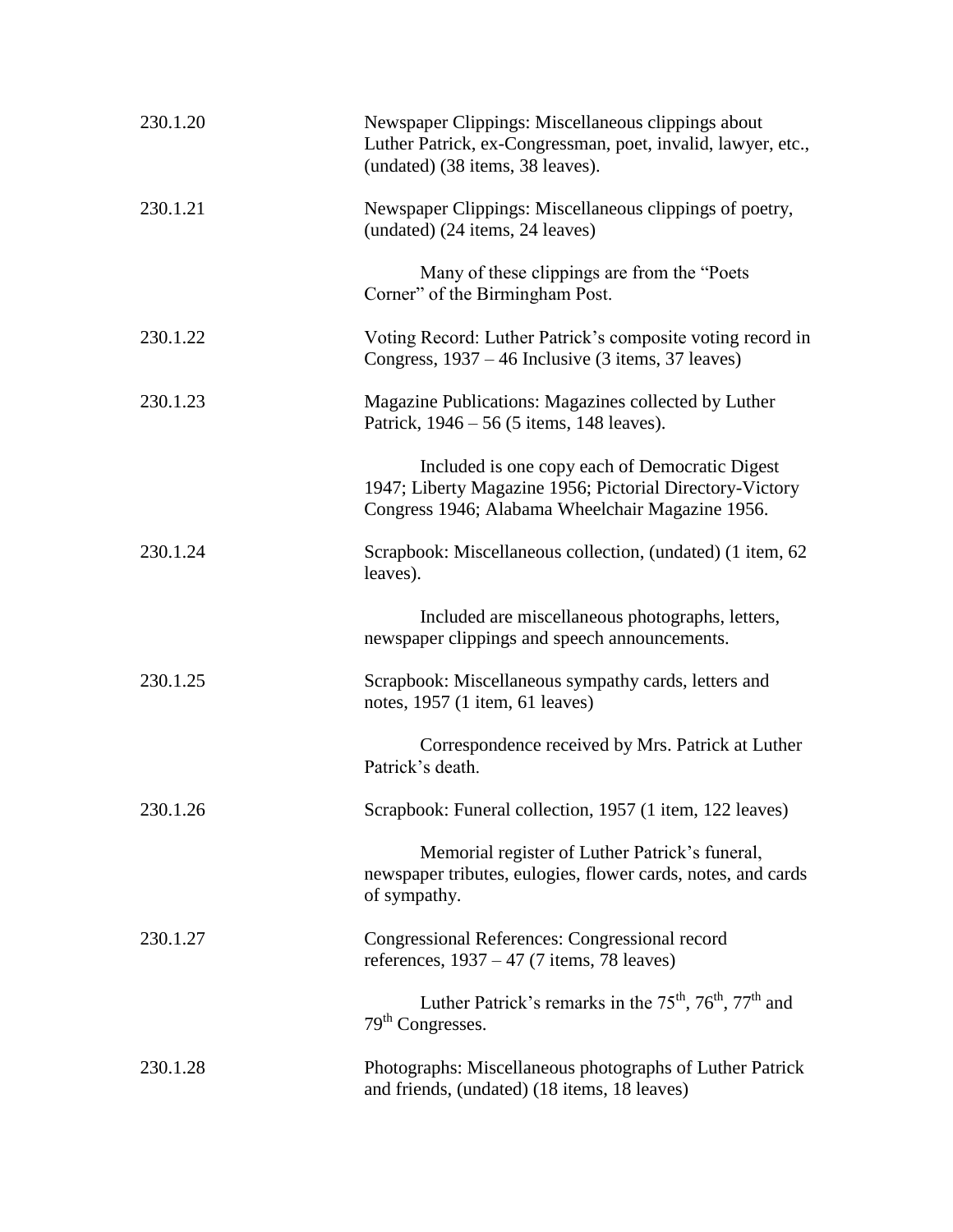230.1.20 Newspaper Clippings: Miscellaneous clippings about Luther Patrick, ex-Congressman, poet, invalid, lawyer, etc., (undated) (38 items, 38 leaves).

230.1.21 Newspaper Clippings: Miscellaneous clippings of poetry, (undated) (24 items, 24 leaves)

Many of these clippings are from the "Poets Corner" of the Birmingham Post.

230.1.22 Voting Record: Luther Patrick's composite voting record in Congress, 1937 – 46 Inclusive (3 items, 37 leaves)

230.1.23 Magazine Publications: Magazines collected by Luther Patrick, 1946 – 56 (5 items, 148 leaves).

Included is one copy each of Democratic Digest 1947; Liberty Magazine 1956; Pictorial Directory-Victory Congress 1946; Alabama Wheelchair Magazine 1956.

230.1.24 Scrapbook: Miscellaneous collection, (undated) (1 item, 62 leaves).

Included are miscellaneous photographs, letters, newspaper clippings and speech announcements.

230.1.25 Scrapbook: Miscellaneous sympathy cards, letters and notes, 1957 (1 item, 61 leaves)

Correspondence received by Mrs. Patrick at Luther Patrick's death.

230.1.26 Scrapbook: Funeral collection, 1957 (1 item, 122 leaves)

Memorial register of Luther Patrick's funeral, newspaper tributes, eulogies, flower cards, notes, and cards of sympathy.

230.1.27 Congressional References: Congressional record references, 1937 – 47 (7 items, 78 leaves)

Luther Patrick's remarks in the 75th, 76th, 77th and 79th Congresses.

230.1.28 Photographs: Miscellaneous photographs of Luther Patrick and friends, (undated) (18 items, 18 leaves)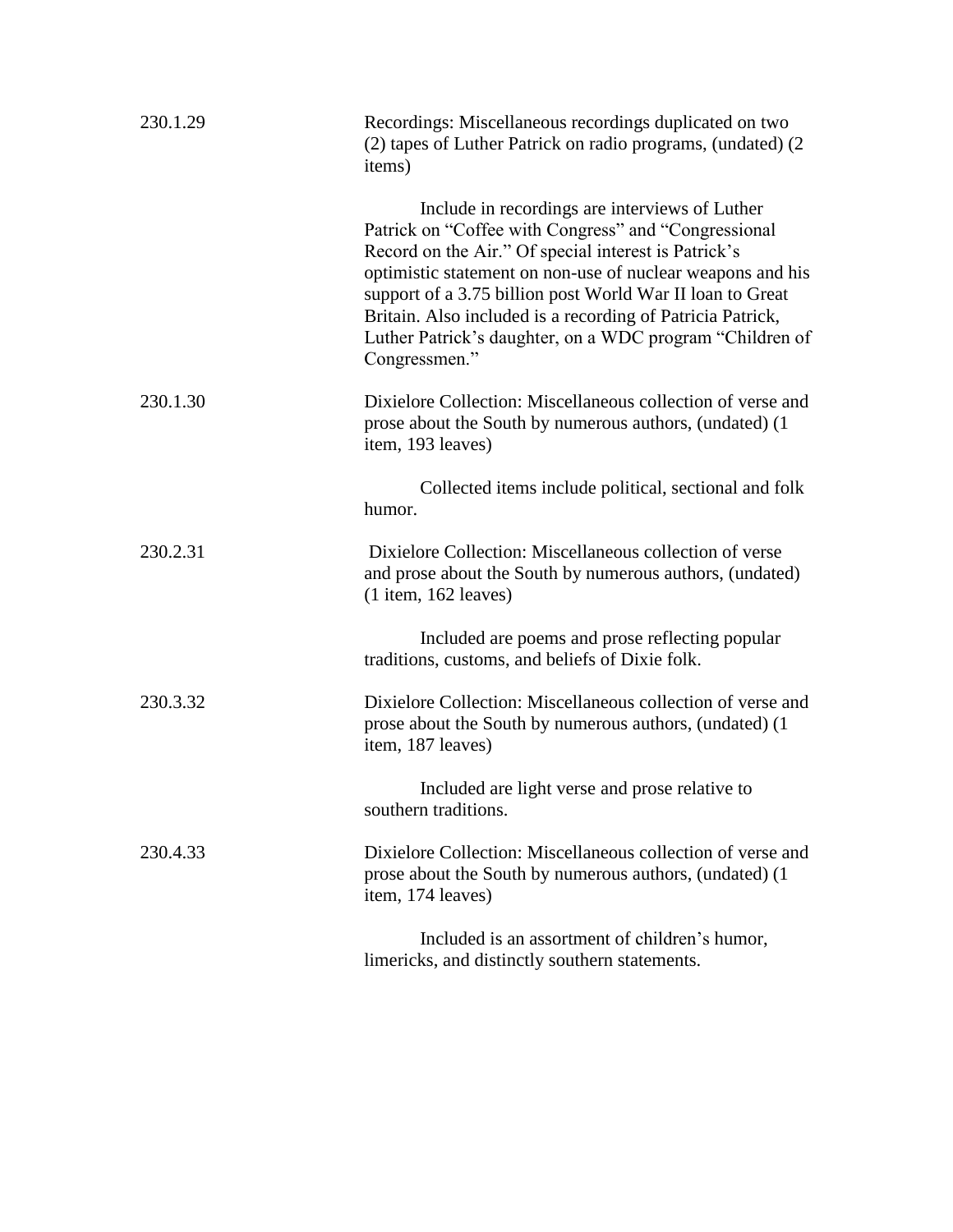230.1.29 Recordings: Miscellaneous recordings duplicated on two (2) tapes of Luther Patrick on radio programs, (undated) (2 items)

Include in recordings are interviews of Luther Patrick on "Coffee with Congress" and "Congressional Record on the Air." Of special interest is Patrick's optimistic statement on non-use of nuclear weapons and his support of a 3.75 billion post World War II loan to Great Britain. Also included is a recording of Patricia Patrick, Luther Patrick's daughter, on a WDC program "Children of Congressmen."

230.1.30 Dixielore Collection: Miscellaneous collection of verse and prose about the South by numerous authors, (undated) (1 item, 193 leaves)

Collected items include political, sectional and folk humor.

230.2.31 Dixielore Collection: Miscellaneous collection of verse and prose about the South by numerous authors, (undated) (1 item, 162 leaves)

Included are poems and prose reflecting popular traditions, customs, and beliefs of Dixie folk.

230.3.32 Dixielore Collection: Miscellaneous collection of verse and prose about the South by numerous authors, (undated) (1 item, 187 leaves)

Included are light verse and prose relative to southern traditions.

230.4.33 Dixielore Collection: Miscellaneous collection of verse and prose about the South by numerous authors, (undated) (1 item, 174 leaves)

Included is an assortment of children's humor, limericks, and distinctly southern statements.